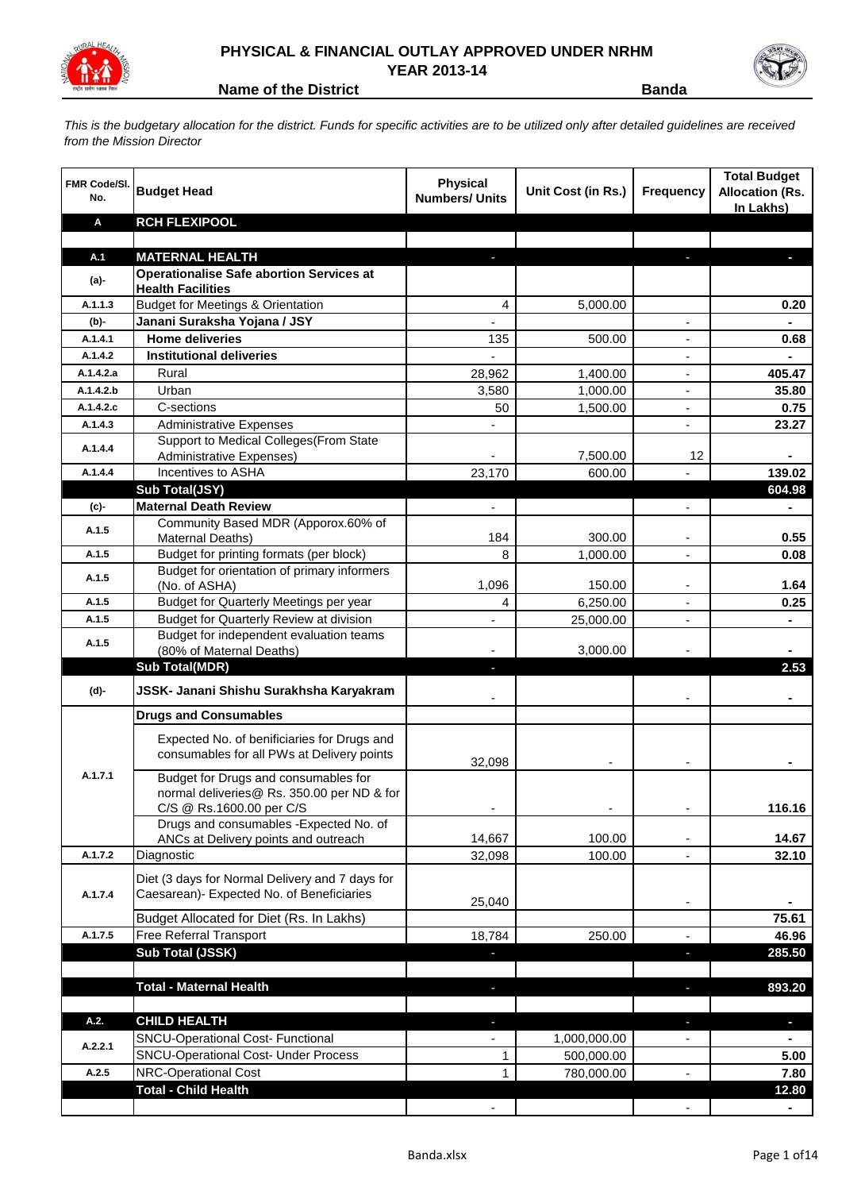# PHYSICAL & FINANCIAL OUTLAY APPROVED UNDER NRHM

## YEAR 2013-14

**Name of the District** **Banda**

*This is the budgetary allocation for the district. Funds for specific activities are to be utilized only after detailed guidelines are received from the Mission Director*

| FMR Code/Sl. No. | Budget Head | Physical Numbers/ Units | Unit Cost (in Rs.) | Frequency | Total Budget Allocation (Rs. In Lakhs) |
|---|---|---|---|---|---|
| **A** | **RCH FLEXIPOOL** | | | | |
| | | | | | |
| **A.1** | **MATERNAL HEALTH** | - | | - | - |
| (a)- | **Operationalise Safe abortion Services at Health Facilities** | | | | |
| A.1.1.3 | Budget for Meetings & Orientation | 4 | 5,000.00 | | 0.20 |
| (b)- | **Janani Suraksha Yojana / JSY** | - | | - | - |
| A.1.4.1 | **Home deliveries** | 135 | 500.00 | - | 0.68 |
| A.1.4.2 | **Institutional deliveries** | - | | - | - |
| A.1.4.2.a | Rural | 28,962 | 1,400.00 | - | 405.47 |
| A.1.4.2.b | Urban | 3,580 | 1,000.00 | - | 35.80 |
| A.1.4.2.c | C-sections | 50 | 1,500.00 | - | 0.75 |
| A.1.4.3 | Administrative Expenses | - | | - | 23.27 |
| A.1.4.4 | Support to Medical Colleges(From State Administrative Expenses) | - | 7,500.00 | 12 | - |
| A.1.4.4 | Incentives to ASHA | 23,170 | 600.00 | - | 139.02 |
| | **Sub Total(JSY)** | | | | **604.98** |
| (c)- | **Maternal Death Review** | - | | - | - |
| A.1.5 | Community Based MDR (Apporox.60% of Maternal Deaths) | 184 | 300.00 | - | 0.55 |
| A.1.5 | Budget for printing formats (per block) | 8 | 1,000.00 | - | 0.08 |
| A.1.5 | Budget for orientation of primary informers (No. of ASHA) | 1,096 | 150.00 | - | 1.64 |
| A.1.5 | Budget for Quarterly Meetings per year | 4 | 6,250.00 | - | 0.25 |
| A.1.5 | Budget for Quarterly Review at division | - | 25,000.00 | - | - |
| A.1.5 | Budget for independent evaluation teams (80% of Maternal Deaths) | - | 3,000.00 | - | - |
| | **Sub Total(MDR)** | - | | | **2.53** |
| (d)- | **JSSK- Janani Shishu Surakhsha Karyakram** | - | | - | - |
| A.1.7.1 | **Drugs and Consumables** | | | | |
| | Expected No. of benificiaries for Drugs and consumables for all PWs at Delivery points | 32,098 | - | - | - |
| | Budget for Drugs and consumables for normal deliveries@ Rs. 350.00 per ND & for C/S @ Rs.1600.00 per C/S | - | - | - | 116.16 |
| | Drugs and consumables -Expected No. of ANCs at Delivery points and outreach | 14,667 | 100.00 | - | 14.67 |
| A.1.7.2 | Diagnostic | 32,098 | 100.00 | - | 32.10 |
| A.1.7.4 | Diet (3 days for Normal Delivery and 7 days for Caesarean)- Expected No. of Beneficiaries | 25,040 | | - | - |
| | Budget Allocated for Diet (Rs. In Lakhs) | | | | 75.61 |
| A.1.7.5 | Free Referral Transport | 18,784 | 250.00 | - | 46.96 |
| | **Sub Total (JSSK)** | - | | - | **285.50** |
| | | | | | |
| | **Total - Maternal Health** | - | | - | **893.20** |
| | | | | | |
| **A.2.** | **CHILD HEALTH** | - | | - | - |
| A.2.2.1 | SNCU-Operational Cost- Functional | - | 1,000,000.00 | - | - |
| | SNCU-Operational Cost- Under Process | 1 | 500,000.00 | | 5.00 |
| A.2.5 | NRC-Operational Cost | 1 | 780,000.00 | - | 7.80 |
| | **Total - Child Health** | | | | **12.80** |
| | | - | | - | - |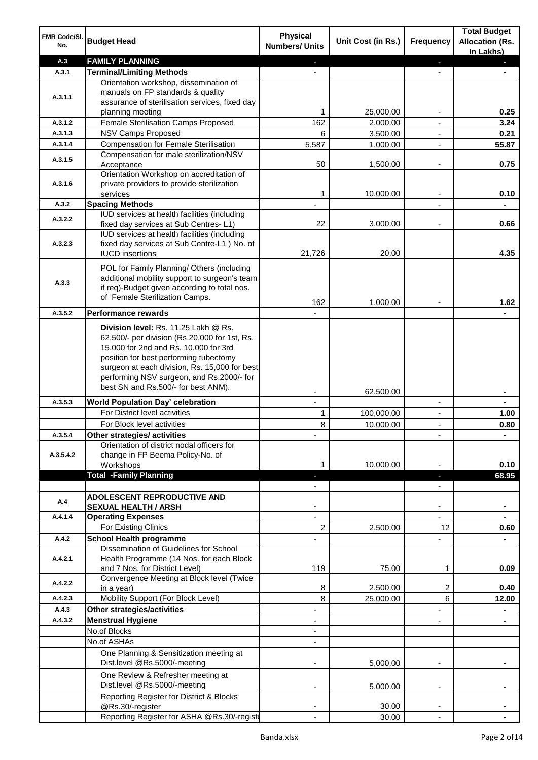| FMR Code/Sl. No. | Budget Head | Physical Numbers/ Units | Unit Cost (in Rs.) | Frequency | Total Budget Allocation (Rs. In Lakhs) |
|---|---|---|---|---|---|
| A.3 | **FAMILY PLANNING** | - | | - | - |
| A.3.1 | **Terminal/Limiting Methods** | - | | - | - |
| A.3.1.1 | Orientation workshop, dissemination of manuals on FP standards & quality assurance of sterilisation services, fixed day planning meeting | 1 | 25,000.00 | - | 0.25 |
| A.3.1.2 | Female Sterilisation Camps Proposed | 162 | 2,000.00 | - | 3.24 |
| A.3.1.3 | NSV Camps Proposed | 6 | 3,500.00 | - | 0.21 |
| A.3.1.4 | Compensation for Female Sterilisation | 5,587 | 1,000.00 | - | 55.87 |
| A.3.1.5 | Compensation for male sterilization/NSV Acceptance | 50 | 1,500.00 | - | 0.75 |
| A.3.1.6 | Orientation Workshop on accreditation of private providers to provide sterilization services | 1 | 10,000.00 | - | 0.10 |
| A.3.2 | **Spacing Methods** | - | | - | - |
| A.3.2.2 | IUD services at health facilities (including fixed day services at Sub Centres- L1) | 22 | 3,000.00 | - | 0.66 |
| A.3.2.3 | IUD services at health facilities (including fixed day services at Sub Centre-L1 ) No. of IUCD insertions | 21,726 | 20.00 | | 4.35 |
| A.3.3 | POL for Family Planning/ Others (including additional mobility support to surgeon's team if req)-Budget given according to total nos. of Female Sterilization Camps. | 162 | 1,000.00 | - | 1.62 |
| A.3.5.2 | **Performance rewards** | - | | | - |
| | **Division level:** Rs. 11.25 Lakh @ Rs. 62,500/- per division (Rs.20,000 for 1st, Rs. 15,000 for 2nd and Rs. 10,000 for 3rd position for best performing tubectomy surgeon at each division, Rs. 15,000 for best performing NSV surgeon, and Rs.2000/- for best SN and Rs.500/- for best ANM). | - | 62,500.00 | | - |
| A.3.5.3 | **World Population Day' celebration** | - | | - | - |
| | For District level activities | 1 | 100,000.00 | - | 1.00 |
| | For Block level activities | 8 | 10,000.00 | - | 0.80 |
| A.3.5.4 | **Other strategies/ activities** | - | | - | - |
| A.3.5.4.2 | Orientation of district nodal officers for change in FP Beema Policy-No. of Workshops | 1 | 10,000.00 | - | 0.10 |
| | **Total -Family Planning** | - | | - | 68.95 |
| | | - | | - | |
| A.4 | **ADOLESCENT REPRODUCTIVE AND SEXUAL HEALTH / ARSH** | - | | - | - |
| A.4.1.4 | **Operating Expenses** | - | | - | - |
| | For Existing Clinics | 2 | 2,500.00 | 12 | 0.60 |
| A.4.2 | **School Health programme** | - | | - | - |
| A.4.2.1 | Dissemination of Guidelines for School Health Programme (14 Nos. for each Block and 7 Nos. for District Level) | 119 | 75.00 | 1 | 0.09 |
| A.4.2.2 | Convergence Meeting at Block level (Twice in a year) | 8 | 2,500.00 | 2 | 0.40 |
| A.4.2.3 | Mobility Support (For Block Level) | 8 | 25,000.00 | 6 | 12.00 |
| A.4.3 | **Other strategies/activities** | - | | - | - |
| A.4.3.2 | **Menstrual Hygiene** | - | | - | - |
| | No.of Blocks | - | | | |
| | No.of ASHAs | - | | | |
| | One Planning & Sensitization meeting at Dist.level @Rs.5000/-meeting | - | 5,000.00 | - | - |
| | One Review & Refresher meeting at Dist.level @Rs.5000/-meeting | - | 5,000.00 | - | - |
| | Reporting Register for District & Blocks @Rs.30/-register | - | 30.00 | - | - |
| | Reporting Register for ASHA @Rs.30/-register | - | 30.00 | - | - |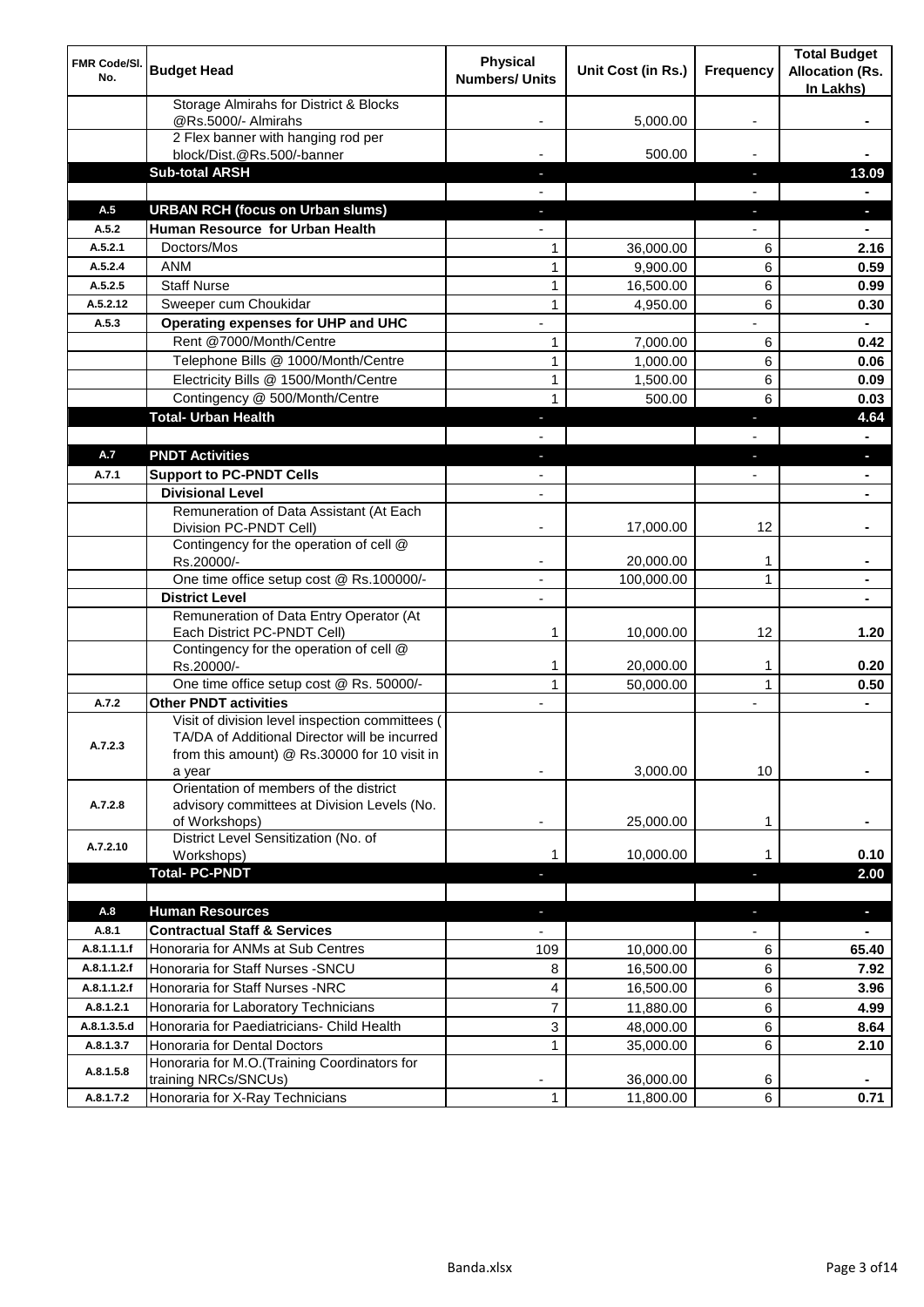| FMR Code/Sl. No. | Budget Head | Physical Numbers/ Units | Unit Cost (in Rs.) | Frequency | Total Budget Allocation (Rs. In Lakhs) |
|---|---|---|---|---|---|
| | Storage Almirahs for District & Blocks @Rs.5000/- Almirahs | - | 5,000.00 | - | - |
| | 2 Flex banner with hanging rod per block/Dist.@Rs.500/-banner | - | 500.00 | - | - |
| | **Sub-total ARSH** | - | | - | **13.09** |
| | | - | | - | - |
| **A.5** | **URBAN RCH (focus on Urban slums)** | - | | - | - |
| **A.5.2** | **Human Resource for Urban Health** | - | | - | - |
| A.5.2.1 | Doctors/Mos | 1 | 36,000.00 | 6 | **2.16** |
| A.5.2.4 | ANM | 1 | 9,900.00 | 6 | **0.59** |
| A.5.2.5 | Staff Nurse | 1 | 16,500.00 | 6 | **0.99** |
| A.5.2.12 | Sweeper cum Choukidar | 1 | 4,950.00 | 6 | **0.30** |
| **A.5.3** | **Operating expenses for UHP and UHC** | - | | - | - |
| | Rent @7000/Month/Centre | 1 | 7,000.00 | 6 | **0.42** |
| | Telephone Bills @ 1000/Month/Centre | 1 | 1,000.00 | 6 | **0.06** |
| | Electricity Bills @ 1500/Month/Centre | 1 | 1,500.00 | 6 | **0.09** |
| | Contingency @ 500/Month/Centre | 1 | 500.00 | 6 | **0.03** |
| | **Total- Urban Health** | - | | - | **4.64** |
| | | - | | - | - |
| **A.7** | **PNDT Activities** | - | | - | - |
| **A.7.1** | **Support to PC-PNDT Cells** | - | | - | - |
| | **Divisional Level** | - | | | - |
| | Remuneration of Data Assistant (At Each Division PC-PNDT Cell) | - | 17,000.00 | 12 | - |
| | Contingency for the operation of cell @ Rs.20000/- | - | 20,000.00 | 1 | - |
| | One time office setup cost @ Rs.100000/- | - | 100,000.00 | 1 | - |
| | **District Level** | - | | | - |
| | Remuneration of Data Entry Operator (At Each District PC-PNDT Cell) | 1 | 10,000.00 | 12 | **1.20** |
| | Contingency for the operation of cell @ Rs.20000/- | 1 | 20,000.00 | 1 | **0.20** |
| | One time office setup cost @ Rs. 50000/- | 1 | 50,000.00 | 1 | **0.50** |
| **A.7.2** | **Other PNDT activities** | - | | - | - |
| A.7.2.3 | Visit of division level inspection committees ( TA/DA of Additional Director will be incurred from this amount) @ Rs.30000 for 10 visit in a year | - | 3,000.00 | 10 | - |
| A.7.2.8 | Orientation of members of the district advisory committees at Division Levels (No. of Workshops) | - | 25,000.00 | 1 | - |
| A.7.2.10 | District Level Sensitization (No. of Workshops) | 1 | 10,000.00 | 1 | **0.10** |
| | **Total- PC-PNDT** | - | | - | **2.00** |
| | | | | | |
| **A.8** | **Human Resources** | - | | - | - |
| **A.8.1** | **Contractual Staff & Services** | - | | - | - |
| A.8.1.1.1.f | Honoraria for ANMs at Sub Centres | 109 | 10,000.00 | 6 | **65.40** |
| A.8.1.1.2.f | Honoraria for Staff Nurses -SNCU | 8 | 16,500.00 | 6 | **7.92** |
| A.8.1.1.2.f | Honoraria for Staff Nurses -NRC | 4 | 16,500.00 | 6 | **3.96** |
| A.8.1.2.1 | Honoraria for Laboratory Technicians | 7 | 11,880.00 | 6 | **4.99** |
| A.8.1.3.5.d | Honoraria for Paediatricians- Child Health | 3 | 48,000.00 | 6 | **8.64** |
| A.8.1.3.7 | Honoraria for Dental Doctors | 1 | 35,000.00 | 6 | **2.10** |
| A.8.1.5.8 | Honoraria for M.O.(Training Coordinators for training NRCs/SNCUs) | - | 36,000.00 | 6 | - |
| A.8.1.7.2 | Honoraria for X-Ray Technicians | 1 | 11,800.00 | 6 | **0.71** |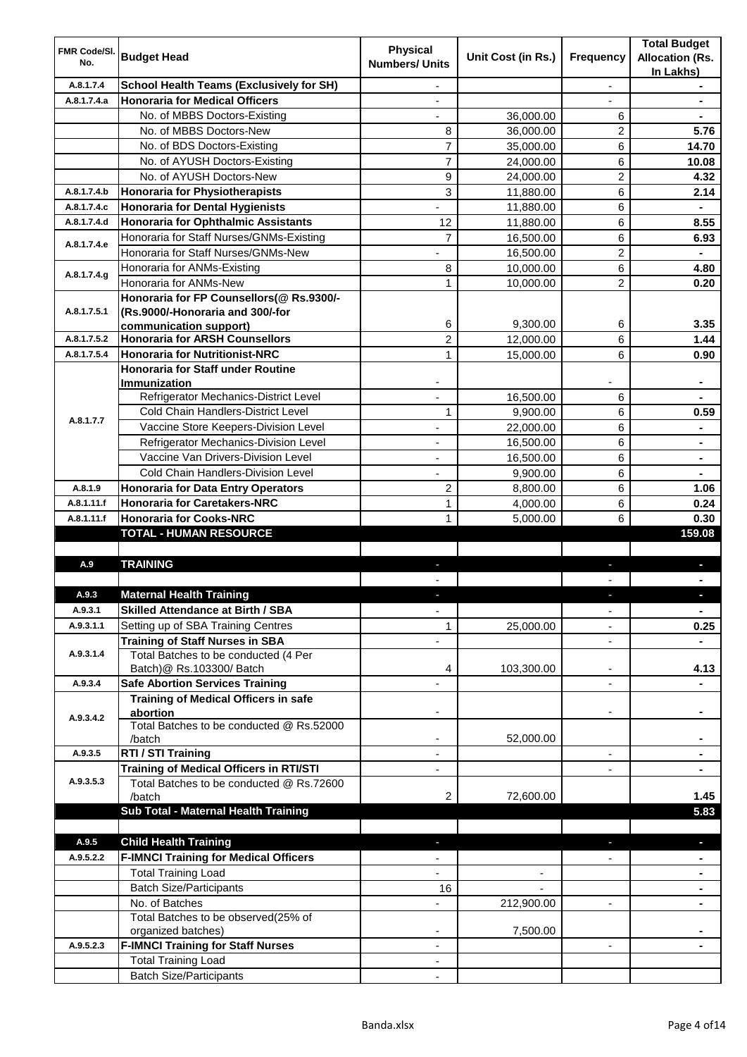| FMR Code/Sl. No. | Budget Head | Physical Numbers/ Units | Unit Cost (in Rs.) | Frequency | Total Budget Allocation (Rs. In Lakhs) |
|---|---|---|---|---|---|
| A.8.1.7.4 | **School Health Teams (Exclusively for SH)** | - | | - | - |
| A.8.1.7.4.a | **Honoraria for Medical Officers** | - | | - | - |
| | No. of MBBS Doctors-Existing | - | 36,000.00 | 6 | - |
| | No. of MBBS Doctors-New | 8 | 36,000.00 | 2 | 5.76 |
| | No. of BDS Doctors-Existing | 7 | 35,000.00 | 6 | 14.70 |
| | No. of AYUSH Doctors-Existing | 7 | 24,000.00 | 6 | 10.08 |
| | No. of AYUSH Doctors-New | 9 | 24,000.00 | 2 | 4.32 |
| A.8.1.7.4.b | **Honoraria for Physiotherapists** | 3 | 11,880.00 | 6 | 2.14 |
| A.8.1.7.4.c | **Honoraria for Dental Hygienists** | - | 11,880.00 | 6 | - |
| A.8.1.7.4.d | **Honoraria for Ophthalmic Assistants** | 12 | 11,880.00 | 6 | 8.55 |
| A.8.1.7.4.e | Honoraria for Staff Nurses/GNMs-Existing | 7 | 16,500.00 | 6 | 6.93 |
| | Honoraria for Staff Nurses/GNMs-New | - | 16,500.00 | 2 | - |
| A.8.1.7.4.g | Honoraria for ANMs-Existing | 8 | 10,000.00 | 6 | 4.80 |
| | Honoraria for ANMs-New | 1 | 10,000.00 | 2 | 0.20 |
| A.8.1.7.5.1 | **Honoraria for FP Counsellors(@ Rs.9300/- (Rs.9000/-Honoraria and 300/-for communication support)** | 6 | 9,300.00 | 6 | 3.35 |
| A.8.1.7.5.2 | **Honoraria for ARSH Counsellors** | 2 | 12,000.00 | 6 | 1.44 |
| A.8.1.7.5.4 | **Honoraria for Nutritionist-NRC** | 1 | 15,000.00 | 6 | 0.90 |
| A.8.1.7.7 | **Honoraria for Staff under Routine Immunization** | - | | - | - |
| | Refrigerator Mechanics-District Level | - | 16,500.00 | 6 | - |
| | Cold Chain Handlers-District Level | 1 | 9,900.00 | 6 | 0.59 |
| | Vaccine Store Keepers-Division Level | - | 22,000.00 | 6 | - |
| | Refrigerator Mechanics-Division Level | - | 16,500.00 | 6 | - |
| | Vaccine Van Drivers-Division Level | - | 16,500.00 | 6 | - |
| | Cold Chain Handlers-Division Level | - | 9,900.00 | 6 | - |
| A.8.1.9 | **Honoraria for Data Entry Operators** | 2 | 8,800.00 | 6 | 1.06 |
| A.8.1.11.f | **Honoraria for Caretakers-NRC** | 1 | 4,000.00 | 6 | 0.24 |
| A.8.1.11.f | **Honoraria for Cooks-NRC** | 1 | 5,000.00 | 6 | 0.30 |
| | **TOTAL - HUMAN RESOURCE** | | | | **159.08** |
| | | | | | |
| **A.9** | **TRAINING** | - | | - | - |
| | | - | | - | - |
| **A.9.3** | **Maternal Health Training** | - | | - | - |
| A.9.3.1 | **Skilled Attendance at Birth / SBA** | - | | - | - |
| A.9.3.1.1 | Setting up of SBA Training Centres | 1 | 25,000.00 | - | 0.25 |
| A.9.3.1.4 | **Training of Staff Nurses in SBA** | - | | - | - |
| | Total Batches to be conducted (4 Per Batch)@ Rs.103300/ Batch | 4 | 103,300.00 | - | 4.13 |
| A.9.3.4 | **Safe Abortion Services Training** | - | | - | - |
| A.9.3.4.2 | **Training of Medical Officers in safe abortion** | - | | - | - |
| | Total Batches to be conducted @ Rs.52000 /batch | - | 52,000.00 | | - |
| A.9.3.5 | **RTI / STI Training** | - | | - | - |
| A.9.3.5.3 | **Training of Medical Officers in RTI/STI** | - | | - | - |
| | Total Batches to be conducted @ Rs.72600 /batch | 2 | 72,600.00 | | 1.45 |
| | **Sub Total - Maternal Health Training** | | | | **5.83** |
| | | | | | |
| **A.9.5** | **Child Health Training** | - | | - | - |
| A.9.5.2.2 | **F-IMNCI Training for Medical Officers** | - | | - | - |
| | Total Training Load | - | - | | - |
| | Batch Size/Participants | 16 | - | | - |
| | No. of Batches | - | 212,900.00 | - | - |
| | Total Batches to be observed(25% of organized batches) | - | 7,500.00 | | - |
| A.9.5.2.3 | **F-IMNCI Training for Staff Nurses** | - | | - | - |
| | Total Training Load | - | | | |
| | Batch Size/Participants | - | | | |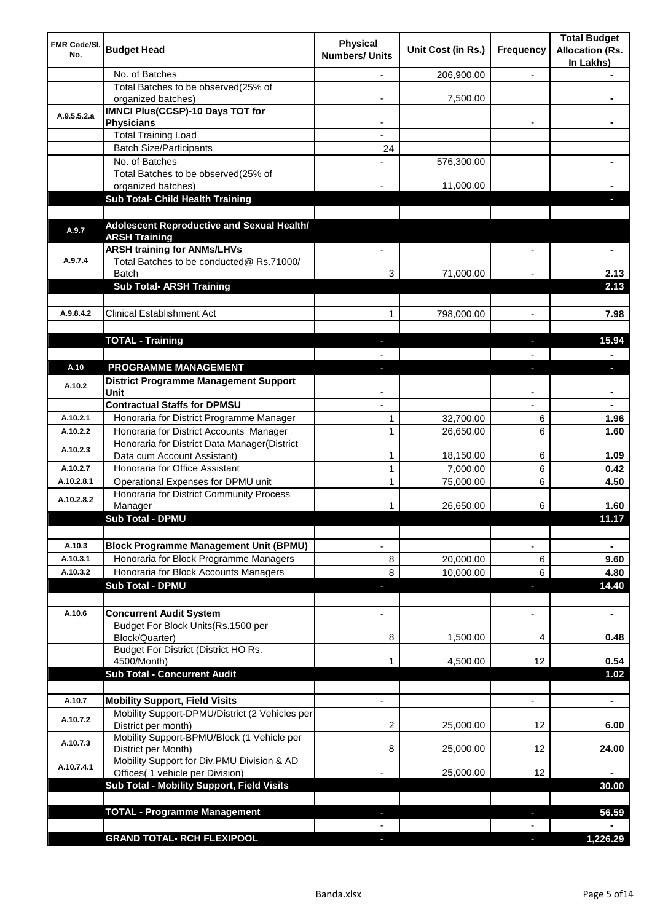| FMR Code/Sl. No. | Budget Head | Physical Numbers/ Units | Unit Cost (in Rs.) | Frequency | Total Budget Allocation (Rs. In Lakhs) |
|---|---|---|---|---|---|
| | No. of Batches | - | 206,900.00 | - | - |
| | Total Batches to be observed(25% of organized batches) | - | 7,500.00 | | - |
| A.9.5.5.2.a | **IMNCI Plus(CCSP)-10 Days TOT for Physicians** | - | | - | - |
| | Total Training Load | - | | | |
| | Batch Size/Participants | 24 | | | |
| | No. of Batches | - | 576,300.00 | | - |
| | Total Batches to be observed(25% of organized batches) | - | 11,000.00 | | - |
| | **Sub Total- Child Health Training** | | | | - |
| | | | | | |
| A.9.7 | **Adolescent Reproductive and Sexual Health/ ARSH Training** | | | | |
| | **ARSH training for ANMs/LHVs** | - | | - | - |
| A.9.7.4 | Total Batches to be conducted@ Rs.71000/ Batch | 3 | 71,000.00 | - | 2.13 |
| | **Sub Total- ARSH Training** | | | | **2.13** |
| | | | | | |
| A.9.8.4.2 | Clinical Establishment Act | 1 | 798,000.00 | - | 7.98 |
| | | | | | |
| | **TOTAL - Training** | - | | - | **15.94** |
| | | - | | - | - |
| A.10 | **PROGRAMME MANAGEMENT** | - | | - | - |
| A.10.2 | **District Programme Management Support Unit** | - | | - | - |
| | **Contractual Staffs for DPMSU** | - | | - | - |
| A.10.2.1 | Honoraria for District Programme Manager | 1 | 32,700.00 | 6 | 1.96 |
| A.10.2.2 | Honoraria for District Accounts Manager | 1 | 26,650.00 | 6 | 1.60 |
| A.10.2.3 | Honoraria for District Data Manager(District Data cum Account Assistant) | 1 | 18,150.00 | 6 | 1.09 |
| A.10.2.7 | Honoraria for Office Assistant | 1 | 7,000.00 | 6 | 0.42 |
| A.10.2.8.1 | Operational Expenses for DPMU unit | 1 | 75,000.00 | 6 | 4.50 |
| A.10.2.8.2 | Honoraria for District Community Process Manager | 1 | 26,650.00 | 6 | 1.60 |
| | **Sub Total - DPMU** | | | | **11.17** |
| | | | | | |
| A.10.3 | **Block Programme Management Unit (BPMU)** | - | | - | - |
| A.10.3.1 | Honoraria for Block Programme Managers | 8 | 20,000.00 | 6 | 9.60 |
| A.10.3.2 | Honoraria for Block Accounts Managers | 8 | 10,000.00 | 6 | 4.80 |
| | **Sub Total - DPMU** | - | | - | **14.40** |
| | | | | | |
| A.10.6 | **Concurrent Audit System** | - | | - | - |
| | Budget For Block Units(Rs.1500 per Block/Quarter) | 8 | 1,500.00 | 4 | 0.48 |
| | Budget For District (District HO Rs. 4500/Month) | 1 | 4,500.00 | 12 | 0.54 |
| | **Sub Total - Concurrent Audit** | | | | **1.02** |
| | | | | | |
| A.10.7 | **Mobility Support, Field Visits** | - | | - | - |
| A.10.7.2 | Mobility Support-DPMU/District (2 Vehicles per District per month) | 2 | 25,000.00 | 12 | 6.00 |
| A.10.7.3 | Mobility Support-BPMU/Block (1 Vehicle per District per Month) | 8 | 25,000.00 | 12 | 24.00 |
| A.10.7.4.1 | Mobility Support for Div.PMU Division & AD Offices( 1 vehicle per Division) | - | 25,000.00 | 12 | - |
| | **Sub Total - Mobility Support, Field Visits** | | | | **30.00** |
| | | | | | |
| | **TOTAL - Programme Management** | - | | - | **56.59** |
| | | - | | - | - |
| | **GRAND TOTAL- RCH FLEXIPOOL** | - | | - | **1,226.29** |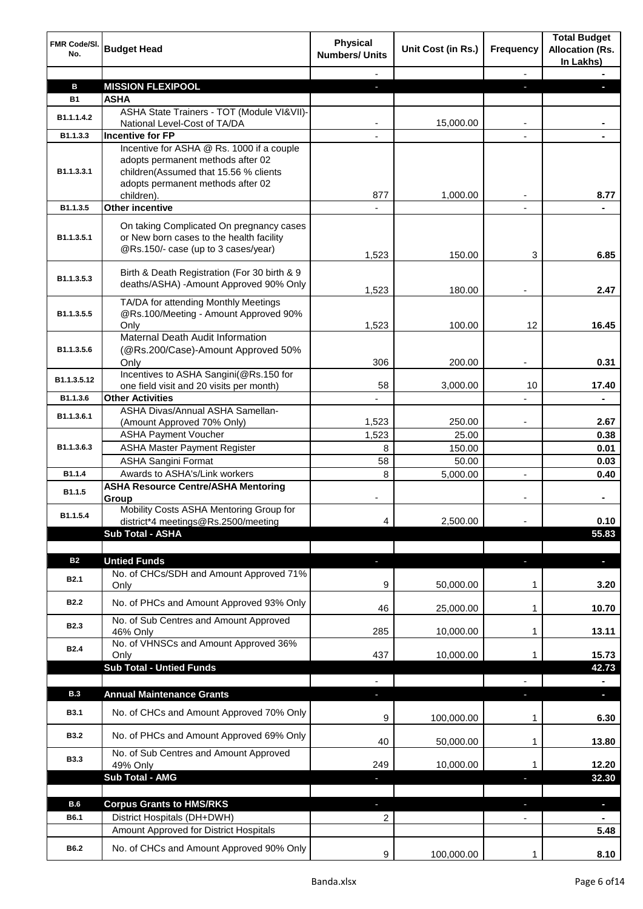| FMR Code/Sl. No. | Budget Head | Physical Numbers/ Units | Unit Cost (in Rs.) | Frequency | Total Budget Allocation (Rs. In Lakhs) |
|---|---|---|---|---|---|
| | | - | | - | - |
| **B** | **MISSION FLEXIPOOL** | - | | - | - |
| **B1** | **ASHA** | | | | |
| B1.1.1.4.2 | ASHA State Trainers - TOT (Module VI&VII)-National Level-Cost of TA/DA | - | 15,000.00 | - | - |
| B1.1.3.3 | **Incentive for FP** | - | | - | - |
| B1.1.3.3.1 | Incentive for ASHA @ Rs. 1000 if a couple adopts permanent methods after 02 children(Assumed that 15.56 % clients adopts permanent methods after 02 children). | 877 | 1,000.00 | - | 8.77 |
| B1.1.3.5 | **Other incentive** | - | | - | - |
| B1.1.3.5.1 | On taking Complicated On pregnancy cases or New born cases to the health facility @Rs.150/- case (up to 3 cases/year) | 1,523 | 150.00 | 3 | 6.85 |
| B1.1.3.5.3 | Birth & Death Registration (For 30 birth & 9 deaths/ASHA) -Amount Approved 90% Only | 1,523 | 180.00 | - | 2.47 |
| B1.1.3.5.5 | TA/DA for attending Monthly Meetings @Rs.100/Meeting - Amount Approved 90% Only | 1,523 | 100.00 | 12 | 16.45 |
| B1.1.3.5.6 | Maternal Death Audit Information (@Rs.200/Case)-Amount Approved 50% Only | 306 | 200.00 | - | 0.31 |
| B1.1.3.5.12 | Incentives to ASHA Sangini(@Rs.150 for one field visit and 20 visits per month) | 58 | 3,000.00 | 10 | 17.40 |
| B1.1.3.6 | **Other Activities** | - | | - | - |
| B1.1.3.6.1 | ASHA Divas/Annual ASHA Samellan-(Amount Approved 70% Only) | 1,523 | 250.00 | - | 2.67 |
| B1.1.3.6.3 | ASHA Payment Voucher | 1,523 | 25.00 | | 0.38 |
| | ASHA Master Payment Register | 8 | 150.00 | | 0.01 |
| | ASHA Sangini Format | 58 | 50.00 | | 0.03 |
| B1.1.4 | Awards to ASHA's/Link workers | 8 | 5,000.00 | - | 0.40 |
| B1.1.5 | **ASHA Resource Centre/ASHA Mentoring Group** | - | | - | - |
| B1.1.5.4 | Mobility Costs ASHA Mentoring Group for district*4 meetings@Rs.2500/meeting | 4 | 2,500.00 | - | 0.10 |
| | **Sub Total - ASHA** | | | | **55.83** |
| | | | | | |
| **B2** | **Untied Funds** | - | | - | - |
| B2.1 | No. of CHCs/SDH and Amount Approved 71% Only | 9 | 50,000.00 | 1 | 3.20 |
| B2.2 | No. of PHCs and Amount Approved 93% Only | 46 | 25,000.00 | 1 | 10.70 |
| B2.3 | No. of Sub Centres and Amount Approved 46% Only | 285 | 10,000.00 | 1 | 13.11 |
| B2.4 | No. of VHNSCs and Amount Approved 36% Only | 437 | 10,000.00 | 1 | 15.73 |
| | **Sub Total - Untied Funds** | | | | **42.73** |
| | | - | | - | - |
| **B.3** | **Annual Maintenance Grants** | - | | - | - |
| B3.1 | No. of CHCs and Amount Approved 70% Only | 9 | 100,000.00 | 1 | 6.30 |
| B3.2 | No. of PHCs and Amount Approved 69% Only | 40 | 50,000.00 | 1 | 13.80 |
| B3.3 | No. of Sub Centres and Amount Approved 49% Only | 249 | 10,000.00 | 1 | 12.20 |
| | **Sub Total - AMG** | - | | - | **32.30** |
| | | | | | |
| **B.6** | **Corpus Grants to HMS/RKS** | - | | - | - |
| B6.1 | District Hospitals (DH+DWH) | 2 | | - | - |
| | Amount Approved for District Hospitals | | | | 5.48 |
| B6.2 | No. of CHCs and Amount Approved 90% Only | 9 | 100,000.00 | 1 | 8.10 |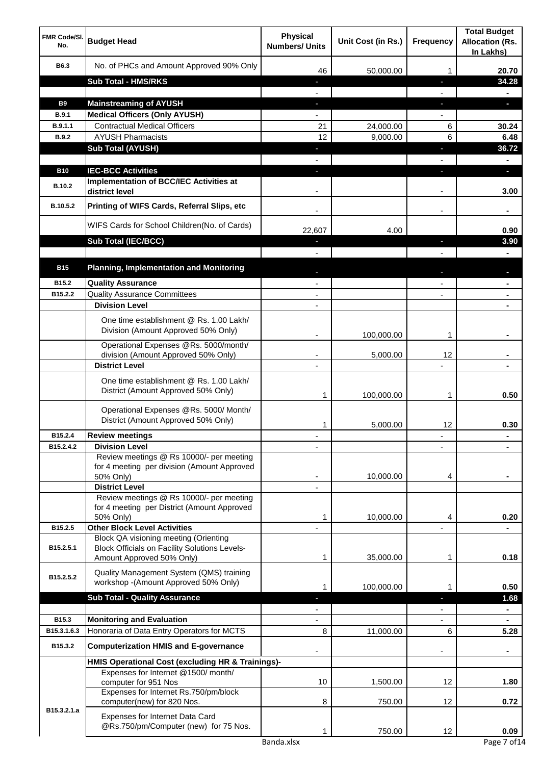| FMR Code/Sl. No. | Budget Head | Physical Numbers/ Units | Unit Cost (in Rs.) | Frequency | Total Budget Allocation (Rs. In Lakhs) |
|---|---|---|---|---|---|
| B6.3 | No. of PHCs and Amount Approved 90% Only | 46 | 50,000.00 | 1 | 20.70 |
| | **Sub Total - HMS/RKS** | - | | - | **34.28** |
| | | - | | - | - |
| **B9** | **Mainstreaming of AYUSH** | - | | - | - |
| **B.9.1** | **Medical Officers (Only AYUSH)** | - | | - | |
| B.9.1.1 | Contractual Medical Officers | 21 | 24,000.00 | 6 | **30.24** |
| B.9.2 | AYUSH Pharmacists | 12 | 9,000.00 | 6 | **6.48** |
| | **Sub Total (AYUSH)** | - | | - | **36.72** |
| | | - | | - | - |
| **B10** | **IEC-BCC Activities** | - | | - | - |
| B.10.2 | **Implementation of BCC/IEC Activities at district level** | - | | - | **3.00** |
| B.10.5.2 | **Printing of WIFS Cards, Referral Slips, etc** | - | | - | - |
| | WIFS Cards for School Children(No. of Cards) | 22,607 | 4.00 | | **0.90** |
| | **Sub Total (IEC/BCC)** | - | | - | **3.90** |
| | | - | | - | - |
| **B15** | **Planning, Implementation and Monitoring** | - | | - | - |
| B15.2 | **Quality Assurance** | - | | - | - |
| B15.2.2 | Quality Assurance Committees | - | | - | - |
| | **Division Level** | - | | | - |
| | One time establishment @ Rs. 1.00 Lakh/ Division (Amount Approved 50% Only) | - | 100,000.00 | 1 | - |
| | Operational Expenses @Rs. 5000/month/ division (Amount Approved 50% Only) | - | 5,000.00 | 12 | - |
| | **District Level** | - | | - | - |
| | One time establishment @ Rs. 1.00 Lakh/ District (Amount Approved 50% Only) | 1 | 100,000.00 | 1 | **0.50** |
| | Operational Expenses @Rs. 5000/ Month/ District (Amount Approved 50% Only) | 1 | 5,000.00 | 12 | **0.30** |
| B15.2.4 | **Review meetings** | - | | - | - |
| B15.2.4.2 | **Division Level** | - | | - | - |
| | Review meetings @ Rs 10000/- per meeting for 4 meeting per division (Amount Approved 50% Only) | - | 10,000.00 | 4 | - |
| | **District Level** | - | | | |
| | Review meetings @ Rs 10000/- per meeting for 4 meeting per District (Amount Approved 50% Only) | 1 | 10,000.00 | 4 | **0.20** |
| B15.2.5 | **Other Block Level Activities** | - | | - | - |
| B15.2.5.1 | Block QA visioning meeting (Orienting Block Officials on Facility Solutions Levels-Amount Approved 50% Only) | 1 | 35,000.00 | 1 | **0.18** |
| B15.2.5.2 | Quality Management System (QMS) training workshop -(Amount Approved 50% Only) | 1 | 100,000.00 | 1 | **0.50** |
| | **Sub Total - Quality Assurance** | - | | - | **1.68** |
| | | - | | - | - |
| B15.3 | **Monitoring and Evaluation** | - | | - | - |
| B15.3.1.6.3 | Honoraria of Data Entry Operators for MCTS | 8 | 11,000.00 | 6 | **5.28** |
| B15.3.2 | **Computerization HMIS and E-governance** | - | | - | - |
| | **HMIS Operational Cost (excluding HR & Trainings)-** | | | | |
| B15.3.2.1.a | Expenses for Internet @1500/ month/ computer for 951 Nos | 10 | 1,500.00 | 12 | **1.80** |
| | Expenses for Internet Rs.750/pm/block computer(new) for 820 Nos. | 8 | 750.00 | 12 | **0.72** |
| | Expenses for Internet Data Card @Rs.750/pm/Computer (new) for 75 Nos. | 1 | 750.00 | 12 | **0.09** |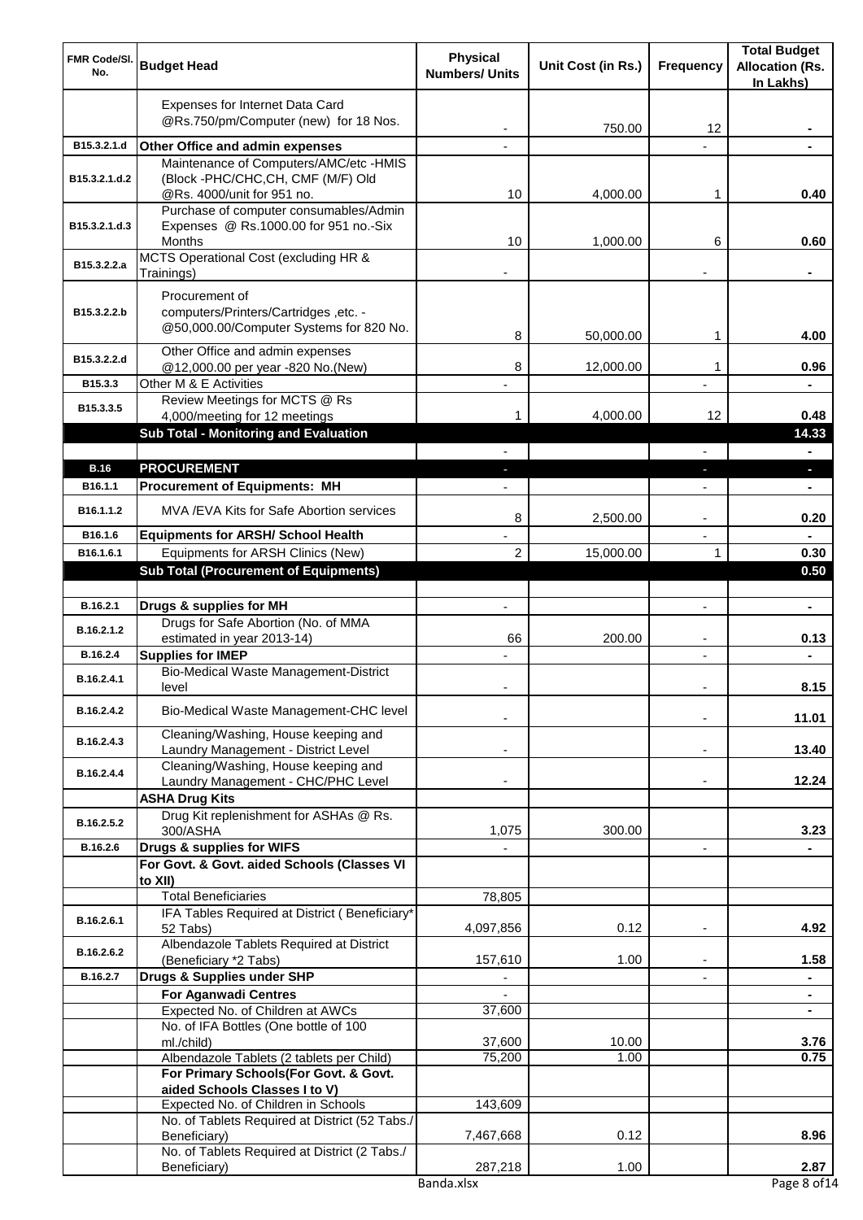| FMR Code/Sl. No. | Budget Head | Physical Numbers/ Units | Unit Cost (in Rs.) | Frequency | Total Budget Allocation (Rs. In Lakhs) |
|---|---|---|---|---|---|
| | Expenses for Internet Data Card @Rs.750/pm/Computer (new) for 18 Nos. | - | 750.00 | 12 | - |
| B15.3.2.1.d | **Other Office and admin expenses** | - | | - | - |
| B15.3.2.1.d.2 | Maintenance of Computers/AMC/etc -HMIS (Block -PHC/CHC,CH, CMF (M/F) Old @Rs. 4000/unit for 951 no. | 10 | 4,000.00 | 1 | 0.40 |
| B15.3.2.1.d.3 | Purchase of computer consumables/Admin Expenses @ Rs.1000.00 for 951 no.-Six Months | 10 | 1,000.00 | 6 | 0.60 |
| B15.3.2.2.a | MCTS Operational Cost (excluding HR & Trainings) | - | | - | - |
| B15.3.2.2.b | Procurement of computers/Printers/Cartridges ,etc. - @50,000.00/Computer Systems for 820 No. | 8 | 50,000.00 | 1 | 4.00 |
| B15.3.2.2.d | Other Office and admin expenses @12,000.00 per year -820 No.(New) | 8 | 12,000.00 | 1 | 0.96 |
| B15.3.3 | Other M & E Activities | - | | - | - |
| B15.3.3.5 | Review Meetings for MCTS @ Rs 4,000/meeting for 12 meetings | 1 | 4,000.00 | 12 | 0.48 |
| | **Sub Total - Monitoring and Evaluation** | | | | **14.33** |
| | | - | | - | - |
| **B.16** | **PROCUREMENT** | - | | - | - |
| B16.1.1 | **Procurement of Equipments: MH** | - | | - | - |
| B16.1.1.2 | MVA /EVA Kits for Safe Abortion services | 8 | 2,500.00 | - | 0.20 |
| B16.1.6 | **Equipments for ARSH/ School Health** | - | | - | - |
| B16.1.6.1 | Equipments for ARSH Clinics (New) | 2 | 15,000.00 | 1 | 0.30 |
| | **Sub Total (Procurement of Equipments)** | | | | **0.50** |
| | | | | | |
| B.16.2.1 | **Drugs & supplies for MH** | - | | - | - |
| B.16.2.1.2 | Drugs for Safe Abortion (No. of MMA estimated in year 2013-14) | 66 | 200.00 | - | 0.13 |
| B.16.2.4 | **Supplies for IMEP** | - | | - | - |
| B.16.2.4.1 | Bio-Medical Waste Management-District level | - | | - | 8.15 |
| B.16.2.4.2 | Bio-Medical Waste Management-CHC level | - | | - | 11.01 |
| B.16.2.4.3 | Cleaning/Washing, House keeping and Laundry Management - District Level | - | | - | 13.40 |
| B.16.2.4.4 | Cleaning/Washing, House keeping and Laundry Management - CHC/PHC Level | - | | - | 12.24 |
| | **ASHA Drug Kits** | | | | |
| B.16.2.5.2 | Drug Kit replenishment for ASHAs @ Rs. 300/ASHA | 1,075 | 300.00 | | 3.23 |
| B.16.2.6 | **Drugs & supplies for WIFS** | - | | - | - |
| | **For Govt. & Govt. aided Schools (Classes VI to XII)** | | | | |
| | Total Beneficiaries | 78,805 | | | |
| B.16.2.6.1 | IFA Tables Required at District ( Beneficiary* 52 Tabs) | 4,097,856 | 0.12 | - | 4.92 |
| B.16.2.6.2 | Albendazole Tablets Required at District (Beneficiary *2 Tabs) | 157,610 | 1.00 | - | 1.58 |
| B.16.2.7 | **Drugs & Supplies under SHP** | - | | - | - |
| | **For Aganwadi Centres** | - | | | - |
| | Expected No. of Children at AWCs | 37,600 | | | - |
| | No. of IFA Bottles (One bottle of 100 ml./child) | 37,600 | 10.00 | | 3.76 |
| | Albendazole Tablets (2 tablets per Child) | 75,200 | 1.00 | | 0.75 |
| | **For Primary Schools(For Govt. & Govt. aided Schools Classes I to V)** | | | | |
| | Expected No. of Children in Schools | 143,609 | | | |
| | No. of Tablets Required at District (52 Tabs./ Beneficiary) | 7,467,668 | 0.12 | | 8.96 |
| | No. of Tablets Required at District (2 Tabs./ Beneficiary) | 287,218 | 1.00 | | 2.87 |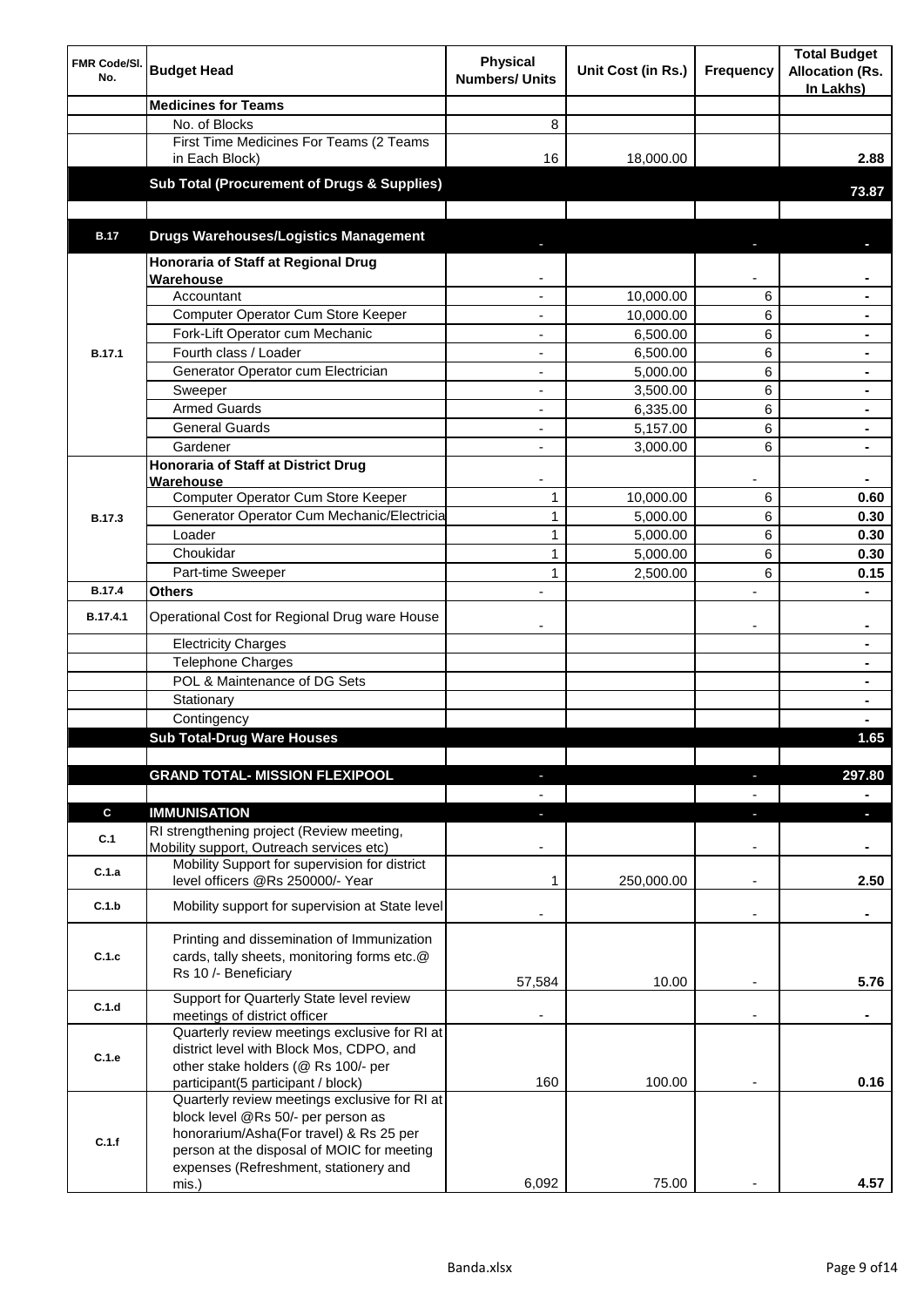| FMR Code/Sl. No. | Budget Head | Physical Numbers/ Units | Unit Cost (in Rs.) | Frequency | Total Budget Allocation (Rs. In Lakhs) |
|---|---|---|---|---|---|
| | **Medicines for Teams** | | | | |
| | No. of Blocks | 8 | | | |
| | First Time Medicines For Teams (2 Teams in Each Block) | 16 | 18,000.00 | | **2.88** |
| | **Sub Total (Procurement of Drugs & Supplies)** | | | | **73.87** |
| | | | | | |
| **B.17** | **Drugs Warehouses/Logistics Management** | - | | - | **-** |
| **B.17.1** | **Honoraria of Staff at Regional Drug Warehouse** | - | | - | **-** |
| | Accountant | - | 10,000.00 | 6 | **-** |
| | Computer Operator Cum Store Keeper | - | 10,000.00 | 6 | **-** |
| | Fork-Lift Operator cum Mechanic | - | 6,500.00 | 6 | **-** |
| | Fourth class / Loader | - | 6,500.00 | 6 | **-** |
| | Generator Operator cum Electrician | - | 5,000.00 | 6 | **-** |
| | Sweeper | - | 3,500.00 | 6 | **-** |
| | Armed Guards | - | 6,335.00 | 6 | **-** |
| | General Guards | - | 5,157.00 | 6 | **-** |
| | Gardener | - | 3,000.00 | 6 | **-** |
| **B.17.3** | **Honoraria of Staff at District Drug Warehouse** | - | | - | **-** |
| | Computer Operator Cum Store Keeper | 1 | 10,000.00 | 6 | **0.60** |
| | Generator Operator Cum Mechanic/Electricia | 1 | 5,000.00 | 6 | **0.30** |
| | Loader | 1 | 5,000.00 | 6 | **0.30** |
| | Choukidar | 1 | 5,000.00 | 6 | **0.30** |
| | Part-time Sweeper | 1 | 2,500.00 | 6 | **0.15** |
| **B.17.4** | **Others** | - | | - | **-** |
| **B.17.4.1** | Operational Cost for Regional Drug ware House | - | | - | **-** |
| | Electricity Charges | | | | **-** |
| | Telephone Charges | | | | **-** |
| | POL & Maintenance of DG Sets | | | | **-** |
| | Stationary | | | | **-** |
| | Contingency | | | | **-** |
| | **Sub Total-Drug Ware Houses** | | | | **1.65** |
| | | | | | |
| | **GRAND TOTAL- MISSION FLEXIPOOL** | - | | - | **297.80** |
| | | - | | - | **-** |
| **C** | **IMMUNISATION** | - | | - | **-** |
| **C.1** | RI strengthening project (Review meeting, Mobility support, Outreach services etc) | - | | - | **-** |
| **C.1.a** | Mobility Support for supervision for district level officers @Rs 250000/- Year | 1 | 250,000.00 | - | **2.50** |
| **C.1.b** | Mobility support for supervision at State level | - | | - | **-** |
| **C.1.c** | Printing and dissemination of Immunization cards, tally sheets, monitoring forms etc.@ Rs 10 /- Beneficiary | 57,584 | 10.00 | - | **5.76** |
| **C.1.d** | Support for Quarterly State level review meetings of district officer | - | | - | **-** |
| **C.1.e** | Quarterly review meetings exclusive for RI at district level with Block Mos, CDPO, and other stake holders (@ Rs 100/- per participant(5 participant / block) | 160 | 100.00 | - | **0.16** |
| **C.1.f** | Quarterly review meetings exclusive for RI at block level @Rs 50/- per person as honorarium/Asha(For travel) & Rs 25 per person at the disposal of MOIC for meeting expenses (Refreshment, stationery and mis.) | 6,092 | 75.00 | - | **4.57** |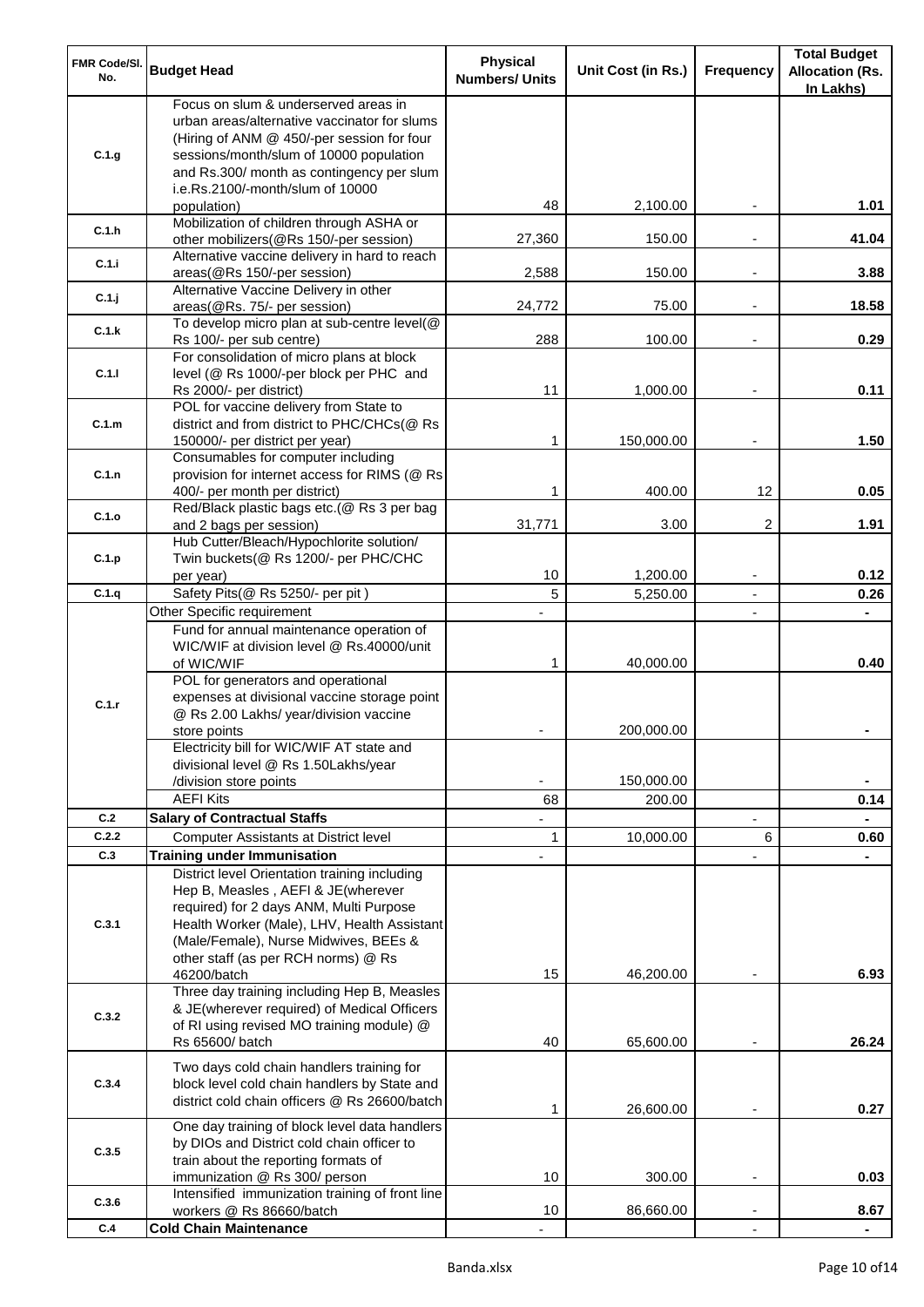| FMR Code/Sl. No. | Budget Head | Physical Numbers/ Units | Unit Cost (in Rs.) | Frequency | Total Budget Allocation (Rs. In Lakhs) |
|---|---|---|---|---|---|
| C.1.g | Focus on slum & underserved areas in urban areas/alternative vaccinator for slums (Hiring of ANM @ 450/-per session for four sessions/month/slum of 10000 population and Rs.300/ month as contingency per slum i.e.Rs.2100/-month/slum of 10000 population) | 48 | 2,100.00 | - | 1.01 |
| C.1.h | Mobilization of children through ASHA or other mobilizers(@Rs 150/-per session) | 27,360 | 150.00 | - | 41.04 |
| C.1.i | Alternative vaccine delivery in hard to reach areas(@Rs 150/-per session) | 2,588 | 150.00 | - | 3.88 |
| C.1.j | Alternative Vaccine Delivery in other areas(@Rs. 75/- per session) | 24,772 | 75.00 | - | 18.58 |
| C.1.k | To develop micro plan at sub-centre level(@ Rs 100/- per sub centre) | 288 | 100.00 | - | 0.29 |
| C.1.l | For consolidation of micro plans at block level (@ Rs 1000/-per block per PHC and Rs 2000/- per district) | 11 | 1,000.00 | - | 0.11 |
| C.1.m | POL for vaccine delivery from State to district and from district to PHC/CHCs(@ Rs 150000/- per district per year) | 1 | 150,000.00 | - | 1.50 |
| C.1.n | Consumables for computer including provision for internet access for RIMS (@ Rs 400/- per month per district) | 1 | 400.00 | 12 | 0.05 |
| C.1.o | Red/Black plastic bags etc.(@ Rs 3 per bag and 2 bags per session) | 31,771 | 3.00 | 2 | 1.91 |
| C.1.p | Hub Cutter/Bleach/Hypochlorite solution/ Twin buckets(@ Rs 1200/- per PHC/CHC per year) | 10 | 1,200.00 | - | 0.12 |
| C.1.q | Safety Pits(@ Rs 5250/- per pit ) | 5 | 5,250.00 | - | 0.26 |
| C.1.r | Other Specific requirement | - | | - | - |
| | Fund for annual maintenance operation of WIC/WIF at division level @ Rs.40000/unit of WIC/WIF | 1 | 40,000.00 | | 0.40 |
| | POL for generators and operational expenses at divisional vaccine storage point @ Rs 2.00 Lakhs/ year/division vaccine store points | - | 200,000.00 | | - |
| | Electricity bill for WIC/WIF AT state and divisional level @ Rs 1.50Lakhs/year /division store points | - | 150,000.00 | | - |
| | AEFI Kits | 68 | 200.00 | | 0.14 |
| C.2 | **Salary of Contractual Staffs** | - | | - | - |
| C.2.2 | Computer Assistants at District level | 1 | 10,000.00 | 6 | 0.60 |
| C.3 | **Training under Immunisation** | - | | - | - |
| C.3.1 | District level Orientation training including Hep B, Measles , AEFI & JE(wherever required) for 2 days ANM, Multi Purpose Health Worker (Male), LHV, Health Assistant (Male/Female), Nurse Midwives, BEEs & other staff (as per RCH norms) @ Rs 46200/batch | 15 | 46,200.00 | - | 6.93 |
| C.3.2 | Three day training including Hep B, Measles & JE(wherever required) of Medical Officers of RI using revised MO training module) @ Rs 65600/ batch | 40 | 65,600.00 | - | 26.24 |
| C.3.4 | Two days cold chain handlers training for block level cold chain handlers by State and district cold chain officers @ Rs 26600/batch | 1 | 26,600.00 | - | 0.27 |
| C.3.5 | One day training of block level data handlers by DIOs and District cold chain officer to train about the reporting formats of immunization @ Rs 300/ person | 10 | 300.00 | - | 0.03 |
| C.3.6 | Intensified immunization training of front line workers @ Rs 86660/batch | 10 | 86,660.00 | - | 8.67 |
| C.4 | **Cold Chain Maintenance** | - | | - | - |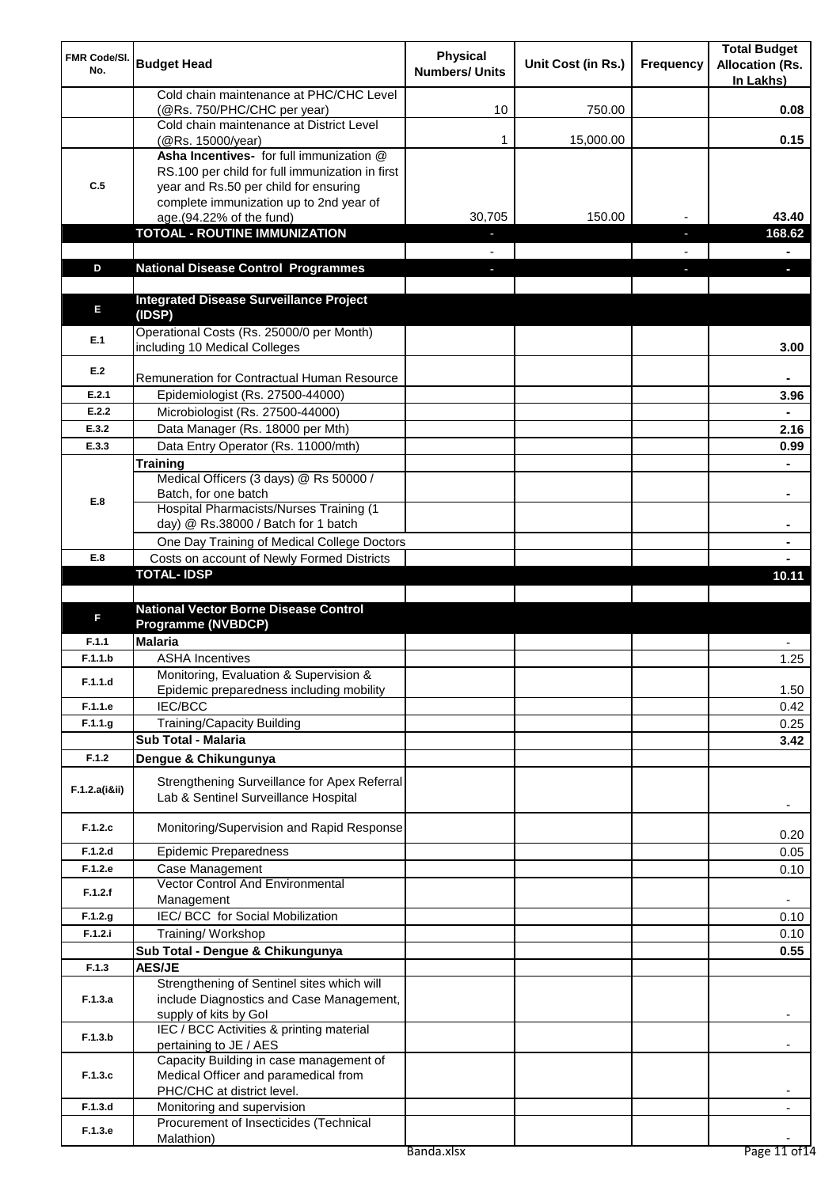| FMR Code/Sl. No. | Budget Head | Physical Numbers/ Units | Unit Cost (in Rs.) | Frequency | Total Budget Allocation (Rs. In Lakhs) |
|---|---|---|---|---|---|
| | Cold chain maintenance at PHC/CHC Level (@Rs. 750/PHC/CHC per year) | 10 | 750.00 | | **0.08** |
| | Cold chain maintenance at District Level (@Rs. 15000/year) | 1 | 15,000.00 | | **0.15** |
| C.5 | **Asha Incentives-** for full immunization @ RS.100 per child for full immunization in first year and Rs.50 per child for ensuring complete immunization up to 2nd year of age.(94.22% of the fund) | 30,705 | 150.00 | - | **43.40** |
| | **TOTOAL - ROUTINE IMMUNIZATION** | - | | - | **168.62** |
| | | - | | - | **-** |
| D | **National Disease Control Programmes** | - | | - | **-** |
| | | | | | |
| E | **Integrated Disease Surveillance Project (IDSP)** | | | | |
| E.1 | Operational Costs (Rs. 25000/0 per Month) including 10 Medical Colleges | | | | **3.00** |
| E.2 | Remuneration for Contractual Human Resource | | | | **-** |
| E.2.1 | Epidemiologist (Rs. 27500-44000) | | | | **3.96** |
| E.2.2 | Microbiologist (Rs. 27500-44000) | | | | **-** |
| E.3.2 | Data Manager (Rs. 18000 per Mth) | | | | **2.16** |
| E.3.3 | Data Entry Operator (Rs. 11000/mth) | | | | **0.99** |
| | **Training** | | | | **-** |
| E.8 | Medical Officers (3 days) @ Rs 50000 / Batch, for one batch | | | | **-** |
| | Hospital Pharmacists/Nurses Training (1 day) @ Rs.38000 / Batch for 1 batch | | | | **-** |
| | One Day Training of Medical College Doctors | | | | **-** |
| E.8 | Costs on account of Newly Formed Districts | | | | **-** |
| | **TOTAL- IDSP** | | | | **10.11** |
| | | | | | |
| F | **National Vector Borne Disease Control Programme (NVBDCP)** | | | | |
| F.1.1 | **Malaria** | | | | - |
| F.1.1.b | ASHA Incentives | | | | 1.25 |
| F.1.1.d | Monitoring, Evaluation & Supervision & Epidemic preparedness including mobility | | | | 1.50 |
| F.1.1.e | IEC/BCC | | | | 0.42 |
| F.1.1.g | Training/Capacity Building | | | | 0.25 |
| | **Sub Total - Malaria** | | | | **3.42** |
| F.1.2 | **Dengue & Chikungunya** | | | | |
| F.1.2.a(i&ii) | Strengthening Surveillance for Apex Referral Lab & Sentinel Surveillance Hospital | | | | - |
| F.1.2.c | Monitoring/Supervision and Rapid Response | | | | 0.20 |
| F.1.2.d | Epidemic Preparedness | | | | 0.05 |
| F.1.2.e | Case Management | | | | 0.10 |
| F.1.2.f | Vector Control And Environmental Management | | | | - |
| F.1.2.g | IEC/ BCC for Social Mobilization | | | | 0.10 |
| F.1.2.i | Training/ Workshop | | | | 0.10 |
| | **Sub Total - Dengue & Chikungunya** | | | | **0.55** |
| F.1.3 | **AES/JE** | | | | |
| F.1.3.a | Strengthening of Sentinel sites which will include Diagnostics and Case Management, supply of kits by GoI | | | | - |
| F.1.3.b | IEC / BCC Activities & printing material pertaining to JE / AES | | | | - |
| F.1.3.c | Capacity Building in case management of Medical Officer and paramedical from PHC/CHC at district level. | | | | - |
| F.1.3.d | Monitoring and supervision | | | | - |
| F.1.3.e | Procurement of Insecticides (Technical Malathion) | | | | - |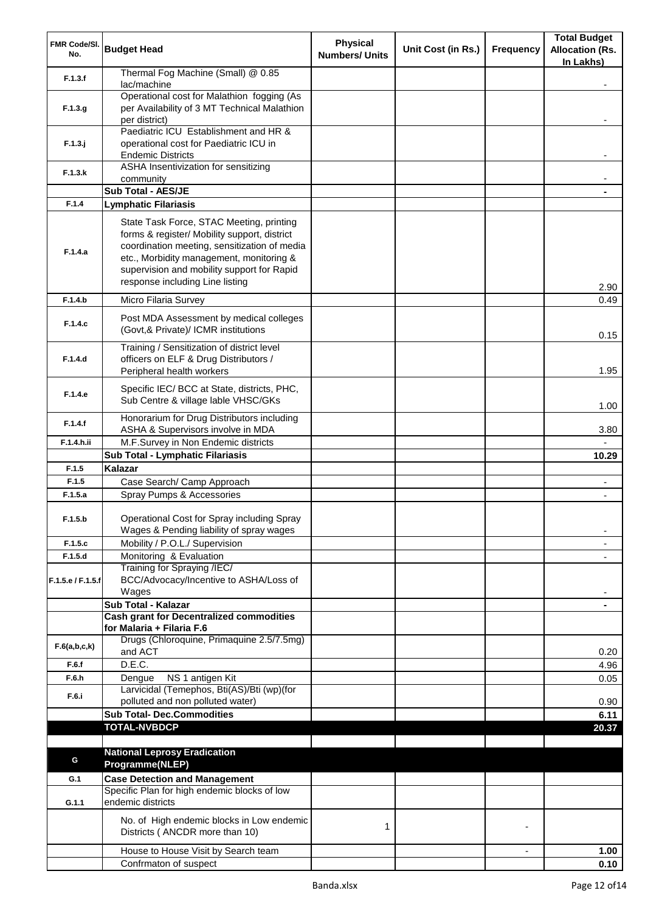| FMR Code/Sl. No. | Budget Head | Physical Numbers/ Units | Unit Cost (in Rs.) | Frequency | Total Budget Allocation (Rs. In Lakhs) |
|---|---|---|---|---|---|
| F.1.3.f | Thermal Fog Machine (Small) @ 0.85 lac/machine | | | | - |
| F.1.3.g | Operational cost for Malathion fogging (As per Availability of 3 MT Technical Malathion per district) | | | | - |
| F.1.3.j | Paediatric ICU Establishment and HR & operational cost for Paediatric ICU in Endemic Districts | | | | - |
| F.1.3.k | ASHA Insentivization for sensitizing community | | | | - |
| | **Sub Total - AES/JE** | | | | **-** |
| F.1.4 | **Lymphatic Filariasis** | | | | |
| F.1.4.a | State Task Force, STAC Meeting, printing forms & register/ Mobility support, district coordination meeting, sensitization of media etc., Morbidity management, monitoring & supervision and mobility support for Rapid response including Line listing | | | | 2.90 |
| F.1.4.b | Micro Filaria Survey | | | | 0.49 |
| F.1.4.c | Post MDA Assessment by medical colleges (Govt,& Private)/ ICMR institutions | | | | 0.15 |
| F.1.4.d | Training / Sensitization of district level officers on ELF & Drug Distributors / Peripheral health workers | | | | 1.95 |
| F.1.4.e | Specific IEC/ BCC at State, districts, PHC, Sub Centre & village lable VHSC/GKs | | | | 1.00 |
| F.1.4.f | Honorarium for Drug Distributors including ASHA & Supervisors involve in MDA | | | | 3.80 |
| F.1.4.h.ii | M.F.Survey in Non Endemic districts | | | | - |
| | **Sub Total - Lymphatic Filariasis** | | | | **10.29** |
| F.1.5 | **Kalazar** | | | | |
| F.1.5 | Case Search/ Camp Approach | | | | - |
| F.1.5.a | Spray Pumps & Accessories | | | | - |
| F.1.5.b | Operational Cost for Spray including Spray Wages & Pending liability of spray wages | | | | - |
| F.1.5.c | Mobility / P.O.L./ Supervision | | | | - |
| F.1.5.d | Monitoring & Evaluation | | | | - |
| F.1.5.e / F.1.5.f | Training for Spraying /IEC/ BCC/Advocacy/Incentive to ASHA/Loss of Wages | | | | - |
| | **Sub Total - Kalazar** | | | | **-** |
| | **Cash grant for Decentralized commodities for Malaria + Filaria F.6** | | | | |
| F.6(a,b,c,k) | Drugs (Chloroquine, Primaquine 2.5/7.5mg) and ACT | | | | 0.20 |
| F.6.f | D.E.C. | | | | 4.96 |
| F.6.h | Dengue NS 1 antigen Kit | | | | 0.05 |
| F.6.i | Larvicidal (Temephos, Bti(AS)/Bti (wp)(for polluted and non polluted water) | | | | 0.90 |
| | **Sub Total- Dec.Commodities** | | | | **6.11** |
| | **TOTAL-NVBDCP** | | | | **20.37** |
| | | | | | |
| G | **National Leprosy Eradication Programme(NLEP)** | | | | |
| G.1 | **Case Detection and Management** | | | | |
| G.1.1 | Specific Plan for high endemic blocks of low endemic districts | | | | |
| | No. of High endemic blocks in Low endemic Districts ( ANCDR more than 10) | 1 | | - | |
| | House to House Visit by Search team | | | - | **1.00** |
| | Confrmaton of suspect | | | | **0.10** |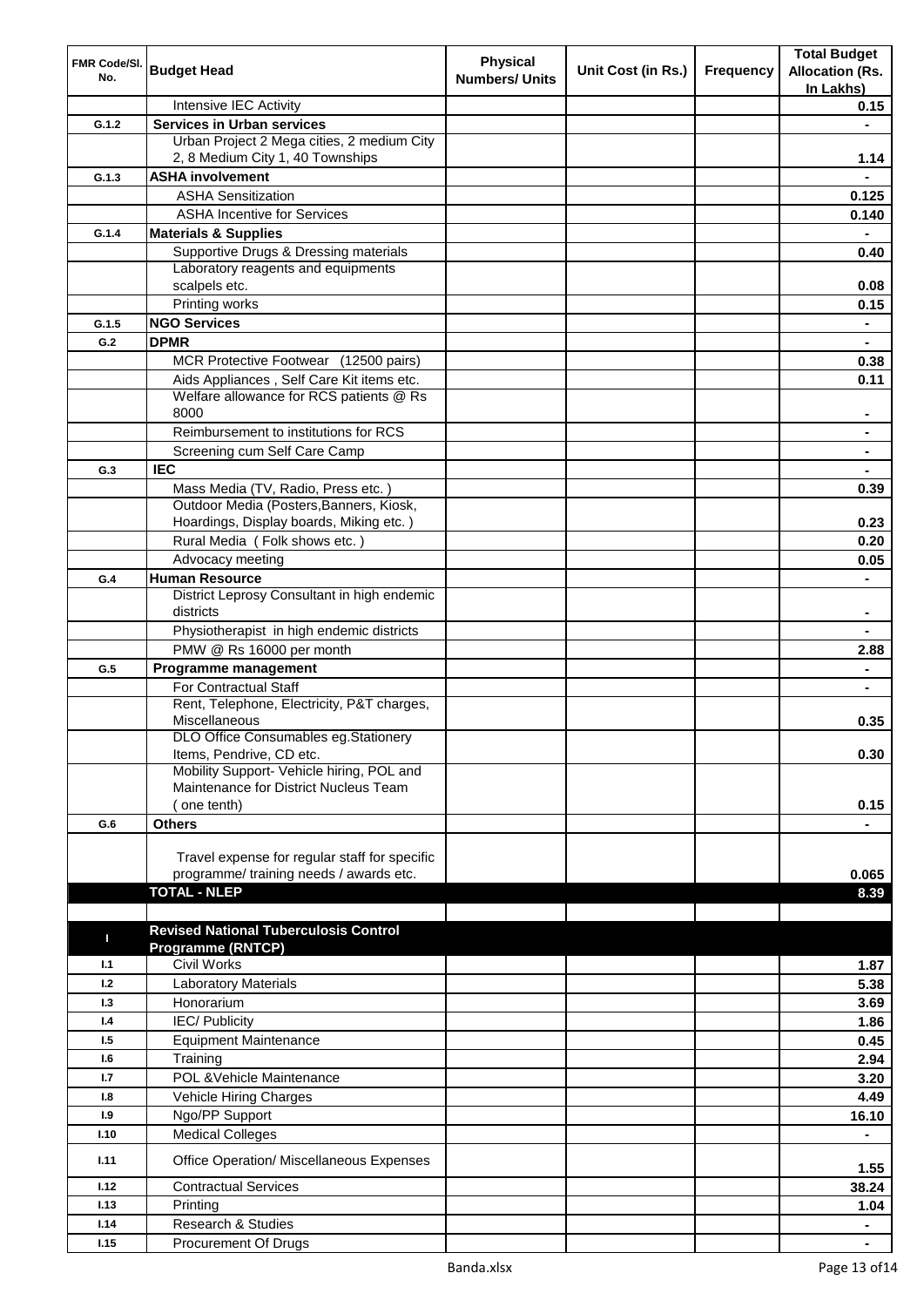| FMR Code/Sl. No. | Budget Head | Physical Numbers/ Units | Unit Cost (in Rs.) | Frequency | Total Budget Allocation (Rs. In Lakhs) |
|---|---|---|---|---|---|
| | Intensive IEC Activity | | | | 0.15 |
| G.1.2 | **Services in Urban services** | | | | - |
| | Urban Project 2 Mega cities, 2 medium City 2, 8 Medium City 1, 40 Townships | | | | 1.14 |
| G.1.3 | **ASHA involvement** | | | | - |
| | ASHA Sensitization | | | | 0.125 |
| | ASHA Incentive for Services | | | | 0.140 |
| G.1.4 | **Materials & Supplies** | | | | - |
| | Supportive Drugs & Dressing materials | | | | 0.40 |
| | Laboratory reagents and equipments scalpels etc. | | | | 0.08 |
| | Printing works | | | | 0.15 |
| G.1.5 | **NGO Services** | | | | - |
| G.2 | **DPMR** | | | | - |
| | MCR Protective Footwear (12500 pairs) | | | | 0.38 |
| | Aids Appliances , Self Care Kit items etc. | | | | 0.11 |
| | Welfare allowance for RCS patients @ Rs 8000 | | | | - |
| | Reimbursement to institutions for RCS | | | | - |
| | Screening cum Self Care Camp | | | | - |
| G.3 | **IEC** | | | | - |
| | Mass Media (TV, Radio, Press etc. ) | | | | 0.39 |
| | Outdoor Media (Posters,Banners, Kiosk, Hoardings, Display boards, Miking etc. ) | | | | 0.23 |
| | Rural Media ( Folk shows etc. ) | | | | 0.20 |
| | Advocacy meeting | | | | 0.05 |
| G.4 | **Human Resource** | | | | - |
| | District Leprosy Consultant in high endemic districts | | | | - |
| | Physiotherapist in high endemic districts | | | | - |
| | PMW @ Rs 16000 per month | | | | 2.88 |
| G.5 | **Programme management** | | | | - |
| | For Contractual Staff | | | | - |
| | Rent, Telephone, Electricity, P&T charges, Miscellaneous | | | | 0.35 |
| | DLO Office Consumables eg.Stationery Items, Pendrive, CD etc. | | | | 0.30 |
| | Mobility Support- Vehicle hiring, POL and Maintenance for District Nucleus Team ( one tenth) | | | | 0.15 |
| G.6 | **Others** | | | | - |
| | Travel expense for regular staff for specific programme/ training needs / awards etc. | | | | 0.065 |
| | **TOTAL - NLEP** | | | | **8.39** |
| | | | | | |
| I | **Revised National Tuberculosis Control Programme (RNTCP)** | | | | |
| I.1 | Civil Works | | | | 1.87 |
| I.2 | Laboratory Materials | | | | 5.38 |
| I.3 | Honorarium | | | | 3.69 |
| I.4 | IEC/ Publicity | | | | 1.86 |
| I.5 | Equipment Maintenance | | | | 0.45 |
| I.6 | Training | | | | 2.94 |
| I.7 | POL &Vehicle Maintenance | | | | 3.20 |
| I.8 | Vehicle Hiring Charges | | | | 4.49 |
| I.9 | Ngo/PP Support | | | | 16.10 |
| I.10 | Medical Colleges | | | | - |
| I.11 | Office Operation/ Miscellaneous Expenses | | | | 1.55 |
| I.12 | Contractual Services | | | | 38.24 |
| I.13 | Printing | | | | 1.04 |
| I.14 | Research & Studies | | | | - |
| I.15 | Procurement Of Drugs | | | | - |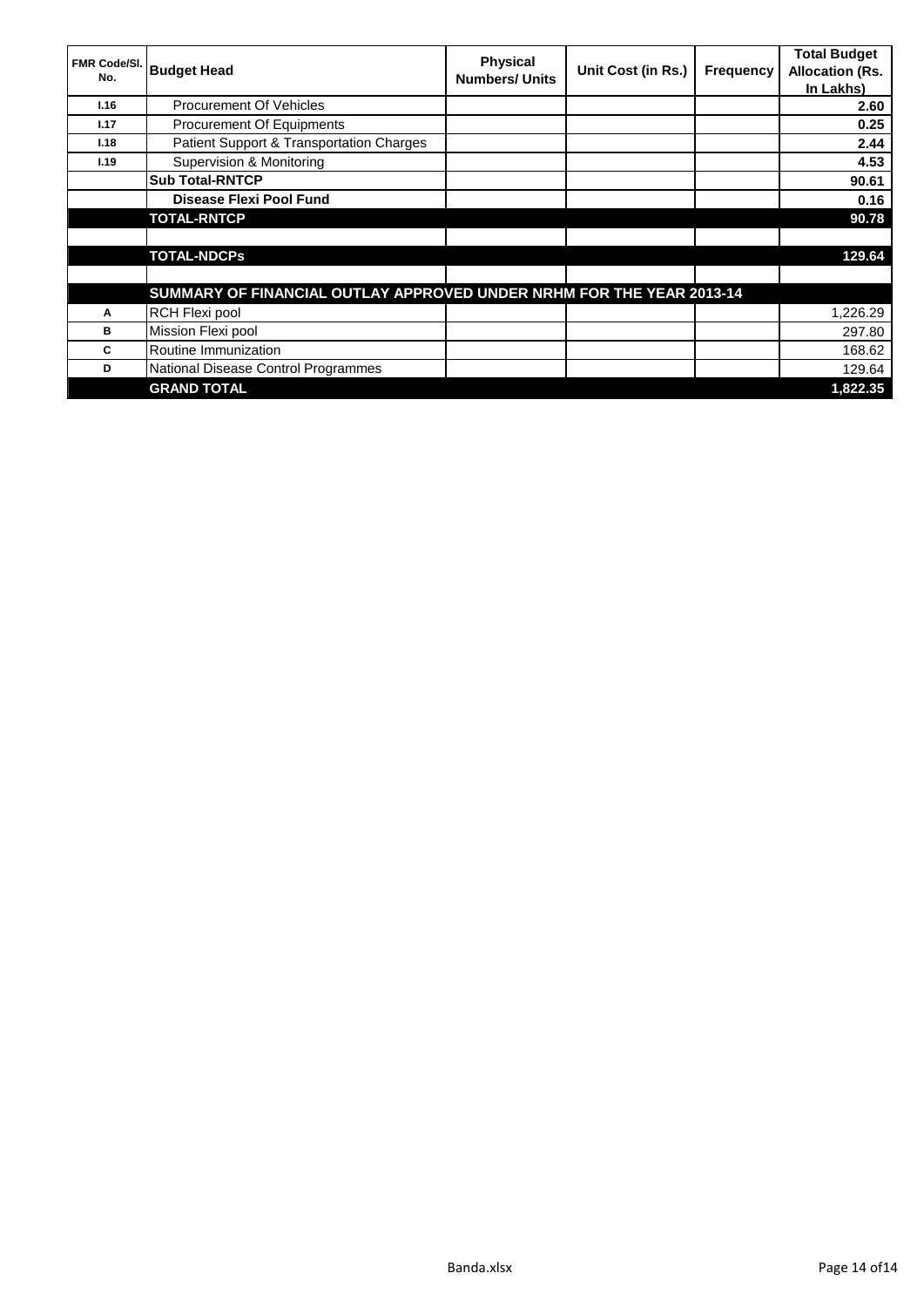| FMR Code/Sl. No. | Budget Head | Physical Numbers/ Units | Unit Cost (in Rs.) | Frequency | Total Budget Allocation (Rs. In Lakhs) |
|---|---|---|---|---|---|
| I.16 | Procurement Of Vehicles | | | | **2.60** |
| I.17 | Procurement Of Equipments | | | | **0.25** |
| I.18 | Patient Support & Transportation Charges | | | | **2.44** |
| I.19 | Supervision & Monitoring | | | | **4.53** |
| | **Sub Total-RNTCP** | | | | **90.61** |
| | **Disease Flexi Pool Fund** | | | | **0.16** |
| | **TOTAL-RNTCP** | | | | **90.78** |
| | | | | | |
| | **TOTAL-NDCPs** | | | | **129.64** |
| | | | | | |
| | **SUMMARY OF FINANCIAL OUTLAY APPROVED UNDER NRHM FOR THE YEAR 2013-14** | | | | |
| A | RCH Flexi pool | | | | 1,226.29 |
| B | Mission Flexi pool | | | | 297.80 |
| C | Routine Immunization | | | | 168.62 |
| D | National Disease Control Programmes | | | | 129.64 |
| | **GRAND TOTAL** | | | | **1,822.35** |